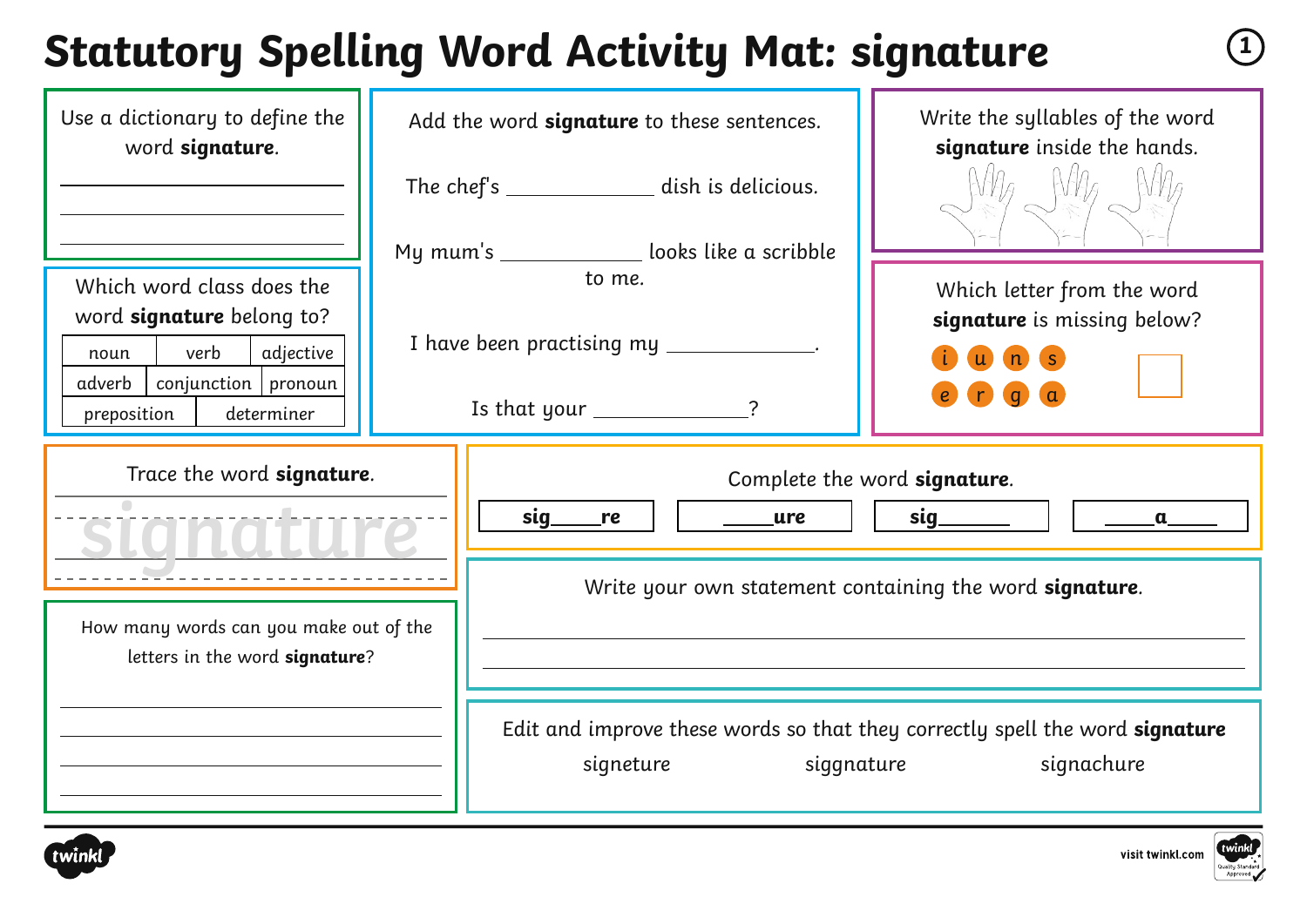# Statutory Spelling Word Activity Mat: signature

Use a dictionary to define the word **signature**.

______________________

______________________

______________________

Which word class does the word **signature** belong to?

| noun | verb | adjective |
|---|---|---|
| adverb | conjunction | pronoun |
| preposition | determiner | |

Add the word **signature** to these sentences.

The chef's ____________ dish is delicious.

My mum's ____________ looks like a scribble to me.

I have been practising my ____________.

Is that your ____________?

Write the syllables of the word **signature** inside the hands.

Which letter from the word **signature** is missing below?

i u n s

e r g a

Trace the word **signature**.

signature

Complete the word **signature**.

| sig____re | ____ure | sig______ | ____a____ |
|---|---|---|---|

How many words can you make out of the letters in the word **signature**?

______________________

______________________

______________________

______________________

Write your own statement containing the word **signature**.

______________________

______________________

Edit and improve these words so that they correctly spell the word **signature**

signeture　　　siggnature　　　signachure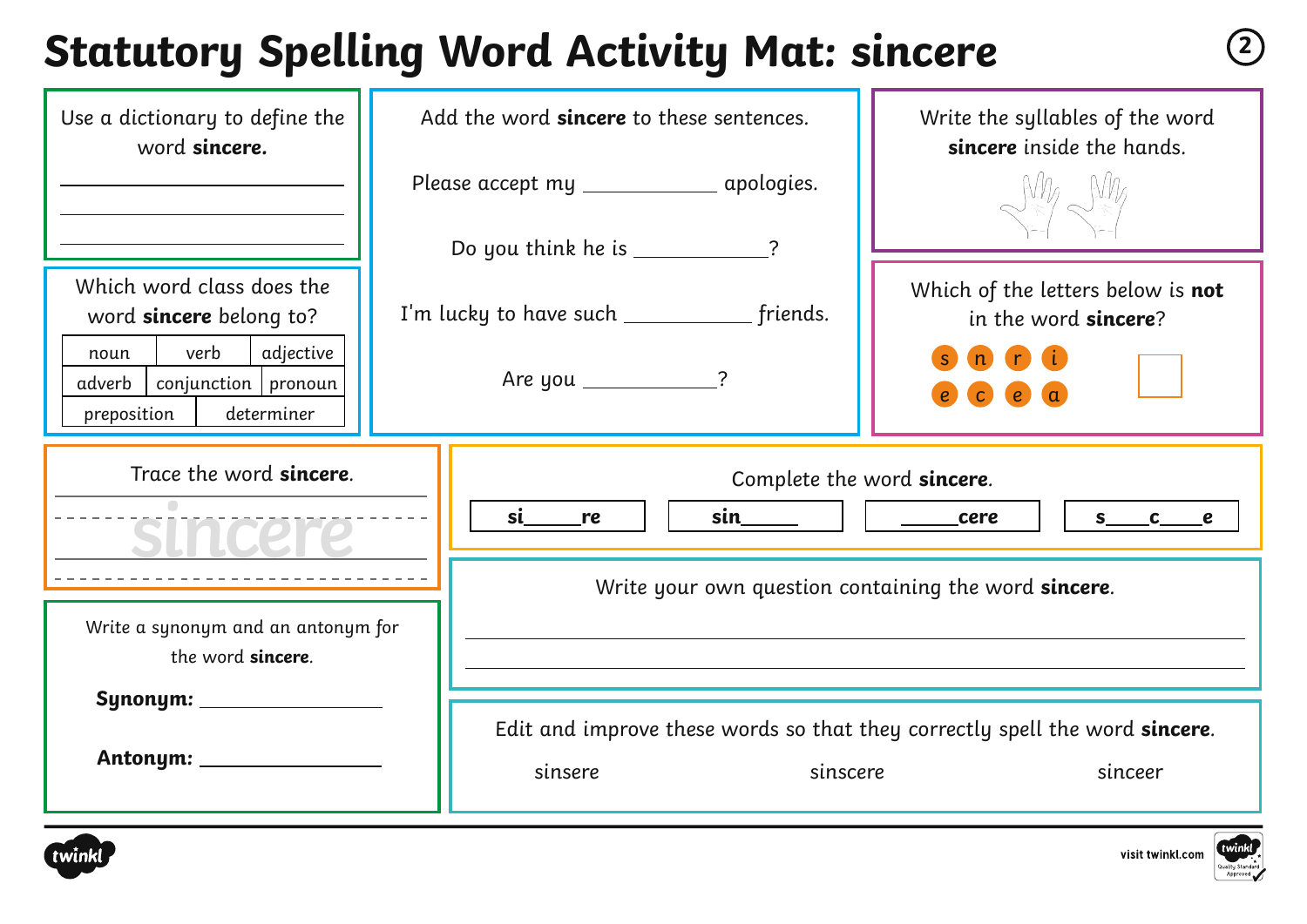# Statutory Spelling Word Activity Mat: sincere

Use a dictionary to define the word **sincere.**

\_\_\_\_\_\_\_\_\_\_\_\_\_\_\_\_\_\_\_\_\_\_\_\_\_\_\_\_

\_\_\_\_\_\_\_\_\_\_\_\_\_\_\_\_\_\_\_\_\_\_\_\_\_\_\_\_

\_\_\_\_\_\_\_\_\_\_\_\_\_\_\_\_\_\_\_\_\_\_\_\_\_\_\_\_

Which word class does the word **sincere** belong to?

| noun | verb | adjective |
|---|---|---|
| adverb | conjunction | pronoun |
| preposition | determiner | |

Add the word **sincere** to these sentences.

Please accept my \_\_\_\_\_\_\_\_\_\_\_\_ apologies.

Do you think he is \_\_\_\_\_\_\_\_\_\_\_\_?

I'm lucky to have such \_\_\_\_\_\_\_\_\_\_\_\_ friends.

Are you \_\_\_\_\_\_\_\_\_\_\_\_?

Write the syllables of the word **sincere** inside the hands.

Which of the letters below is **not** in the word **sincere**?

s n r i e c e a

Trace the word **sincere**.

sincere

Complete the word **sincere**.

| **si\_\_\_\_\_re** | **sin\_\_\_\_\_** | **\_\_\_\_\_cere** | **s\_\_\_\_c\_\_\_\_e** |
|---|---|---|---|

Write a synonym and an antonym for the word **sincere**.

**Synonym:** \_\_\_\_\_\_\_\_\_\_\_\_\_\_\_\_

**Antonym:** \_\_\_\_\_\_\_\_\_\_\_\_\_\_\_\_

Write your own question containing the word **sincere**.

\_\_\_\_\_\_\_\_\_\_\_\_\_\_\_\_\_\_\_\_\_\_\_\_\_\_\_\_\_\_\_\_\_\_\_\_\_\_\_\_\_\_\_\_\_\_\_\_\_\_\_\_

\_\_\_\_\_\_\_\_\_\_\_\_\_\_\_\_\_\_\_\_\_\_\_\_\_\_\_\_\_\_\_\_\_\_\_\_\_\_\_\_\_\_\_\_\_\_\_\_\_\_\_\_

Edit and improve these words so that they correctly spell the word **sincere**.

sinsere sinscere sinceer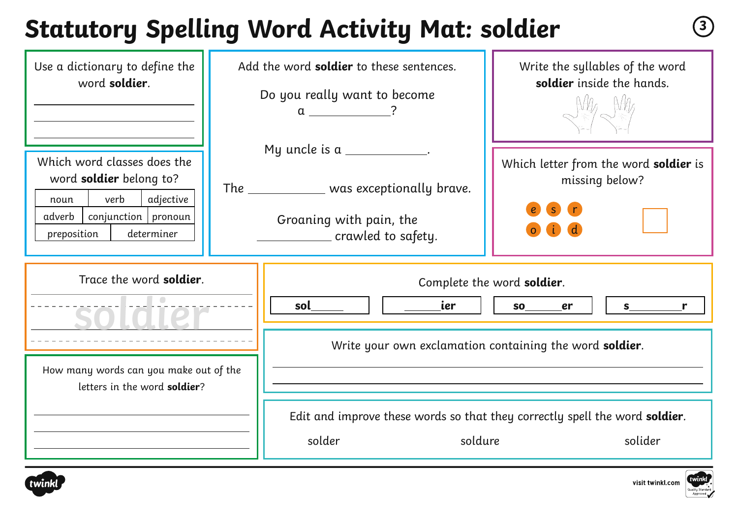# Statutory Spelling Word Activity Mat: soldier

Use a dictionary to define the word **soldier**.

Which word classes does the word **soldier** belong to?

| noun | verb | adjective |
| --- | --- | --- |
| adverb | conjunction | pronoun |
| preposition | determiner | |

Add the word **soldier** to these sentences.

Do you really want to become a ____________?

My uncle is a ____________.

The ____________ was exceptionally brave.

Groaning with pain, the ____________ crawled to safety.

Write the syllables of the word **soldier** inside the hands.

Which letter from the word **soldier** is missing below?

e s r o i d

Trace the word **soldier**.

soldier

Complete the word **soldier**.

| **sol_____** | **_____ier** | **so_____er** | **s_______r** |
| --- | --- | --- | --- |

How many words can you make out of the letters in the word **soldier**?

Write your own exclamation containing the word **soldier**.

Edit and improve these words so that they correctly spell the word **soldier**.

solder    soldure    solider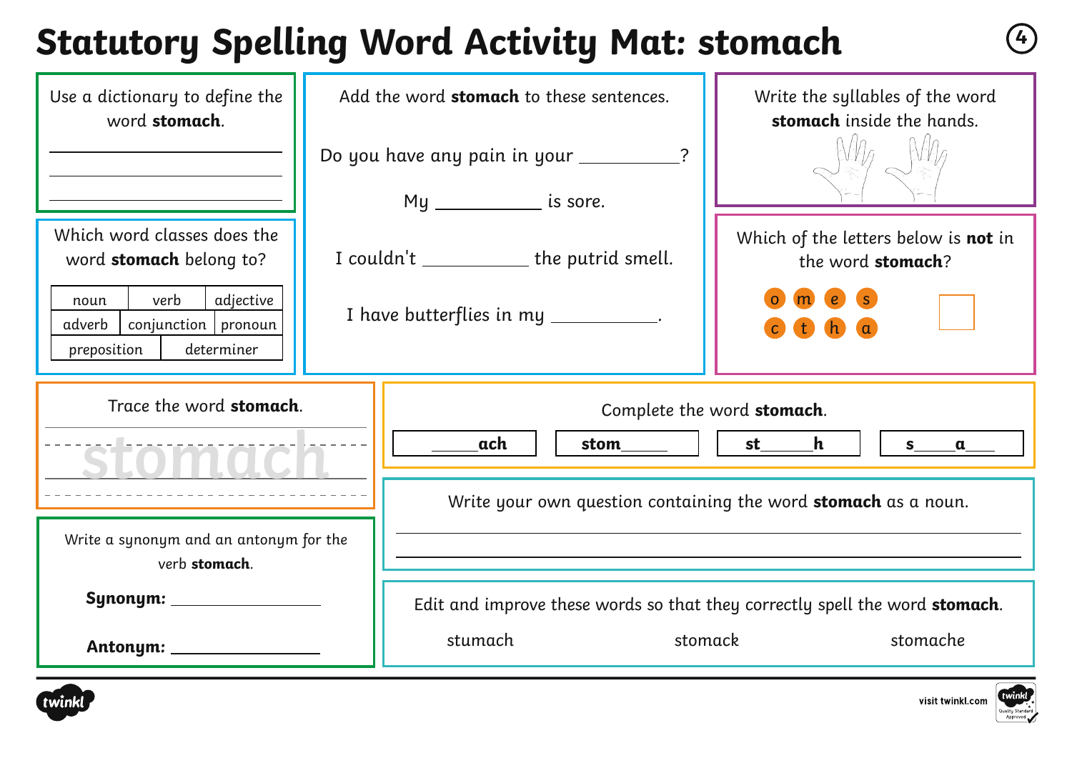# Statutory Spelling Word Activity Mat: stomach

Use a dictionary to define the word **stomach**.

\_\_\_\_\_\_\_\_\_\_\_\_\_\_\_\_\_\_\_\_\_\_\_\_

\_\_\_\_\_\_\_\_\_\_\_\_\_\_\_\_\_\_\_\_\_\_\_\_

\_\_\_\_\_\_\_\_\_\_\_\_\_\_\_\_\_\_\_\_\_\_\_\_

Add the word **stomach** to these sentences.

Do you have any pain in your \_\_\_\_\_\_\_\_\_\_?

My \_\_\_\_\_\_\_\_\_\_ is sore.

I couldn't \_\_\_\_\_\_\_\_\_\_ the putrid smell.

I have butterflies in my \_\_\_\_\_\_\_\_\_\_.

Write the syllables of the word **stomach** inside the hands.

Which word classes does the word **stomach** belong to?

| noun | verb | adjective |
|---|---|---|
| adverb | conjunction | pronoun |
| preposition | determiner | |

Which of the letters below is **not** in the word **stomach**?

o m e s

c t h a

Trace the word **stomach**.

stomach

Complete the word **stomach**.

| \_\_\_\_\_ach | stom\_\_\_\_\_ | st\_\_\_\_\_h | s\_\_\_\_a\_\_\_ |
|---|---|---|---|

Write a synonym and an antonym for the verb **stomach**.

**Synonym:** \_\_\_\_\_\_\_\_\_\_\_\_\_\_\_\_

**Antonym:** \_\_\_\_\_\_\_\_\_\_\_\_\_\_\_\_

Write your own question containing the word **stomach** as a noun.

\_\_\_\_\_\_\_\_\_\_\_\_\_\_\_\_\_\_\_\_\_\_\_\_\_\_\_\_\_\_\_\_\_\_\_\_\_\_\_\_

\_\_\_\_\_\_\_\_\_\_\_\_\_\_\_\_\_\_\_\_\_\_\_\_\_\_\_\_\_\_\_\_\_\_\_\_\_\_\_\_

Edit and improve these words so that they correctly spell the word **stomach**.

stumach stomack stomache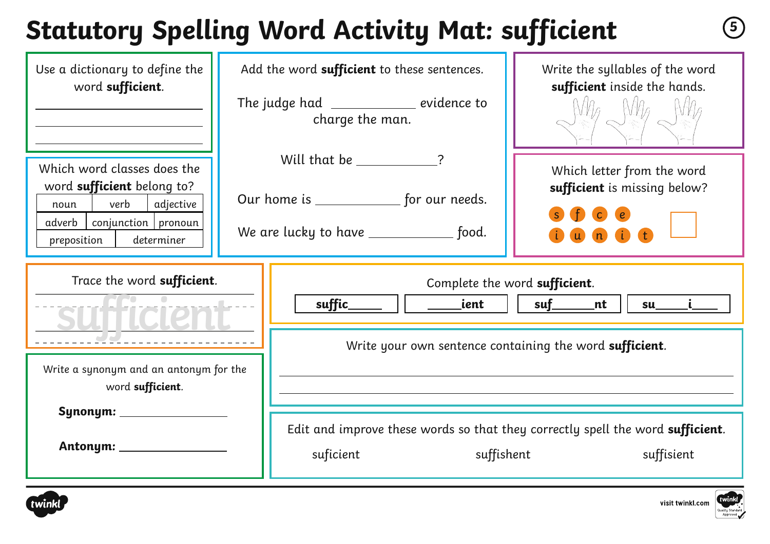# Statutory Spelling Word Activity Mat: sufficient

Use a dictionary to define the word **sufficient**.

______________________________

______________________________

______________________________

Which word classes does the word **sufficient** belong to?

| | | |
|---|---|---|
| noun | verb | adjective |
| adverb | conjunction | pronoun |
| preposition | determiner | |

Add the word **sufficient** to these sentences.

The judge had ____________ evidence to charge the man.

Will that be ____________?

Our home is ____________ for our needs.

We are lucky to have ____________ food.

Write the syllables of the word **sufficient** inside the hands.

Which letter from the word **sufficient** is missing below?

s f c e
i u n i t

☐

Trace the word **sufficient**.

sufficient

Complete the word **sufficient**.

| | | | |
|---|---|---|---|
| suffic_____ | _____ient | suf_______nt | su_____i____ |

Write a synonym and an antonym for the word **sufficient**.

**Synonym:** ________________

**Antonym:** ________________

Write your own sentence containing the word **sufficient**.

______________________________________________

______________________________________________

Edit and improve these words so that they correctly spell the word **sufficient**.

suficient    suffishent    suffisient